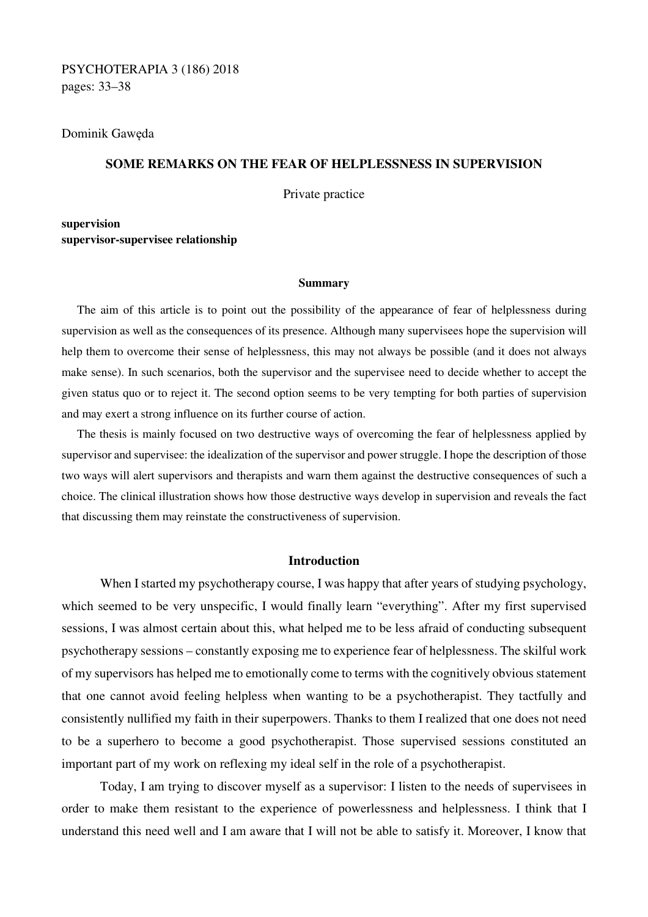PSYCHOTERAPIA 3 (186) 2018
pages: 33–38

Dominik Gawęda

# SOME REMARKS ON THE FEAR OF HELPLESSNESS IN SUPERVISION

Private practice

**supervision**
**supervisor-supervisee relationship**

### Summary

The aim of this article is to point out the possibility of the appearance of fear of helplessness during supervision as well as the consequences of its presence. Although many supervisees hope the supervision will help them to overcome their sense of helplessness, this may not always be possible (and it does not always make sense). In such scenarios, both the supervisor and the supervisee need to decide whether to accept the given status quo or to reject it. The second option seems to be very tempting for both parties of supervision and may exert a strong influence on its further course of action.

The thesis is mainly focused on two destructive ways of overcoming the fear of helplessness applied by supervisor and supervisee: the idealization of the supervisor and power struggle. I hope the description of those two ways will alert supervisors and therapists and warn them against the destructive consequences of such a choice. The clinical illustration shows how those destructive ways develop in supervision and reveals the fact that discussing them may reinstate the constructiveness of supervision.

## Introduction

When I started my psychotherapy course, I was happy that after years of studying psychology, which seemed to be very unspecific, I would finally learn "everything". After my first supervised sessions, I was almost certain about this, what helped me to be less afraid of conducting subsequent psychotherapy sessions – constantly exposing me to experience fear of helplessness. The skilful work of my supervisors has helped me to emotionally come to terms with the cognitively obvious statement that one cannot avoid feeling helpless when wanting to be a psychotherapist. They tactfully and consistently nullified my faith in their superpowers. Thanks to them I realized that one does not need to be a superhero to become a good psychotherapist. Those supervised sessions constituted an important part of my work on reflexing my ideal self in the role of a psychotherapist.

Today, I am trying to discover myself as a supervisor: I listen to the needs of supervisees in order to make them resistant to the experience of powerlessness and helplessness. I think that I understand this need well and I am aware that I will not be able to satisfy it. Moreover, I know that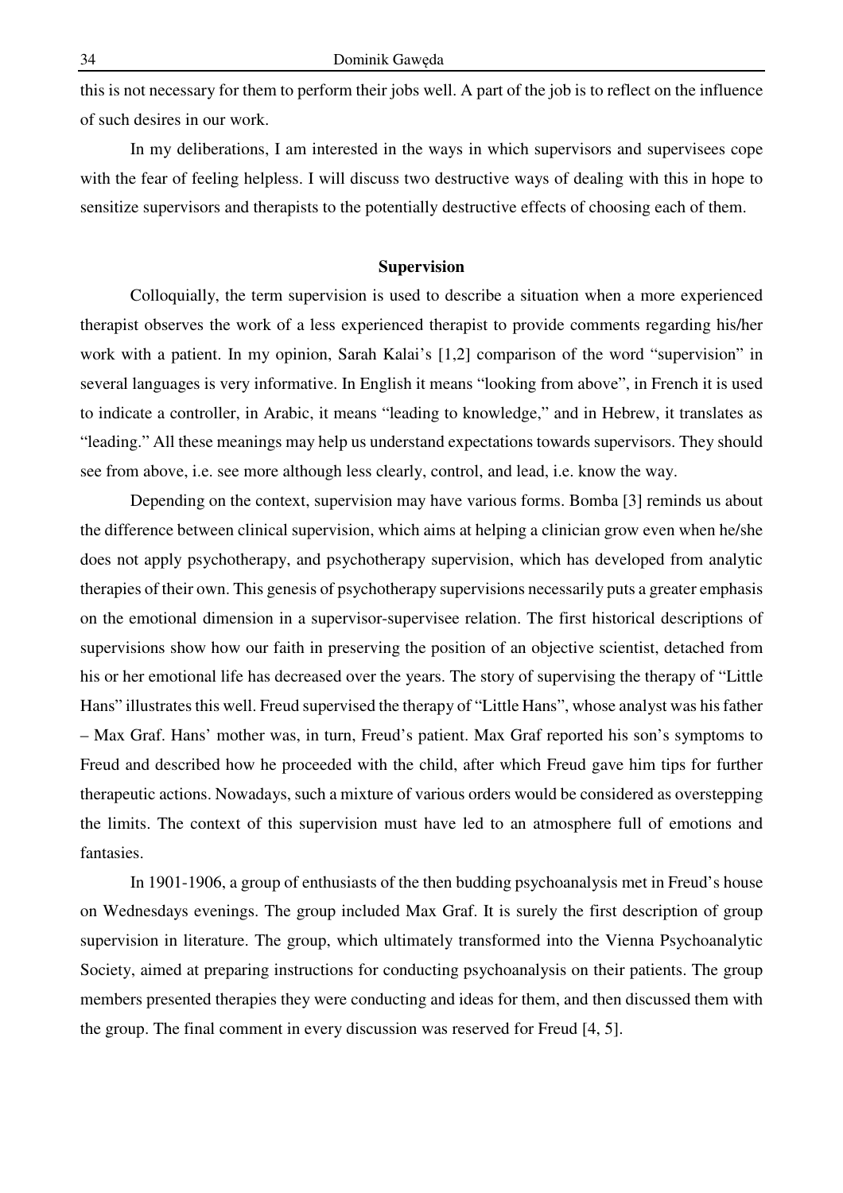this is not necessary for them to perform their jobs well. A part of the job is to reflect on the influence of such desires in our work.

In my deliberations, I am interested in the ways in which supervisors and supervisees cope with the fear of feeling helpless. I will discuss two destructive ways of dealing with this in hope to sensitize supervisors and therapists to the potentially destructive effects of choosing each of them.

## Supervision

Colloquially, the term supervision is used to describe a situation when a more experienced therapist observes the work of a less experienced therapist to provide comments regarding his/her work with a patient. In my opinion, Sarah Kalai's [1,2] comparison of the word "supervision" in several languages is very informative. In English it means "looking from above", in French it is used to indicate a controller, in Arabic, it means "leading to knowledge," and in Hebrew, it translates as "leading." All these meanings may help us understand expectations towards supervisors. They should see from above, i.e. see more although less clearly, control, and lead, i.e. know the way.

Depending on the context, supervision may have various forms. Bomba [3] reminds us about the difference between clinical supervision, which aims at helping a clinician grow even when he/she does not apply psychotherapy, and psychotherapy supervision, which has developed from analytic therapies of their own. This genesis of psychotherapy supervisions necessarily puts a greater emphasis on the emotional dimension in a supervisor-supervisee relation. The first historical descriptions of supervisions show how our faith in preserving the position of an objective scientist, detached from his or her emotional life has decreased over the years. The story of supervising the therapy of "Little Hans" illustrates this well. Freud supervised the therapy of "Little Hans", whose analyst was his father – Max Graf. Hans' mother was, in turn, Freud's patient. Max Graf reported his son's symptoms to Freud and described how he proceeded with the child, after which Freud gave him tips for further therapeutic actions. Nowadays, such a mixture of various orders would be considered as overstepping the limits. The context of this supervision must have led to an atmosphere full of emotions and fantasies.

In 1901-1906, a group of enthusiasts of the then budding psychoanalysis met in Freud's house on Wednesdays evenings. The group included Max Graf. It is surely the first description of group supervision in literature. The group, which ultimately transformed into the Vienna Psychoanalytic Society, aimed at preparing instructions for conducting psychoanalysis on their patients. The group members presented therapies they were conducting and ideas for them, and then discussed them with the group. The final comment in every discussion was reserved for Freud [4, 5].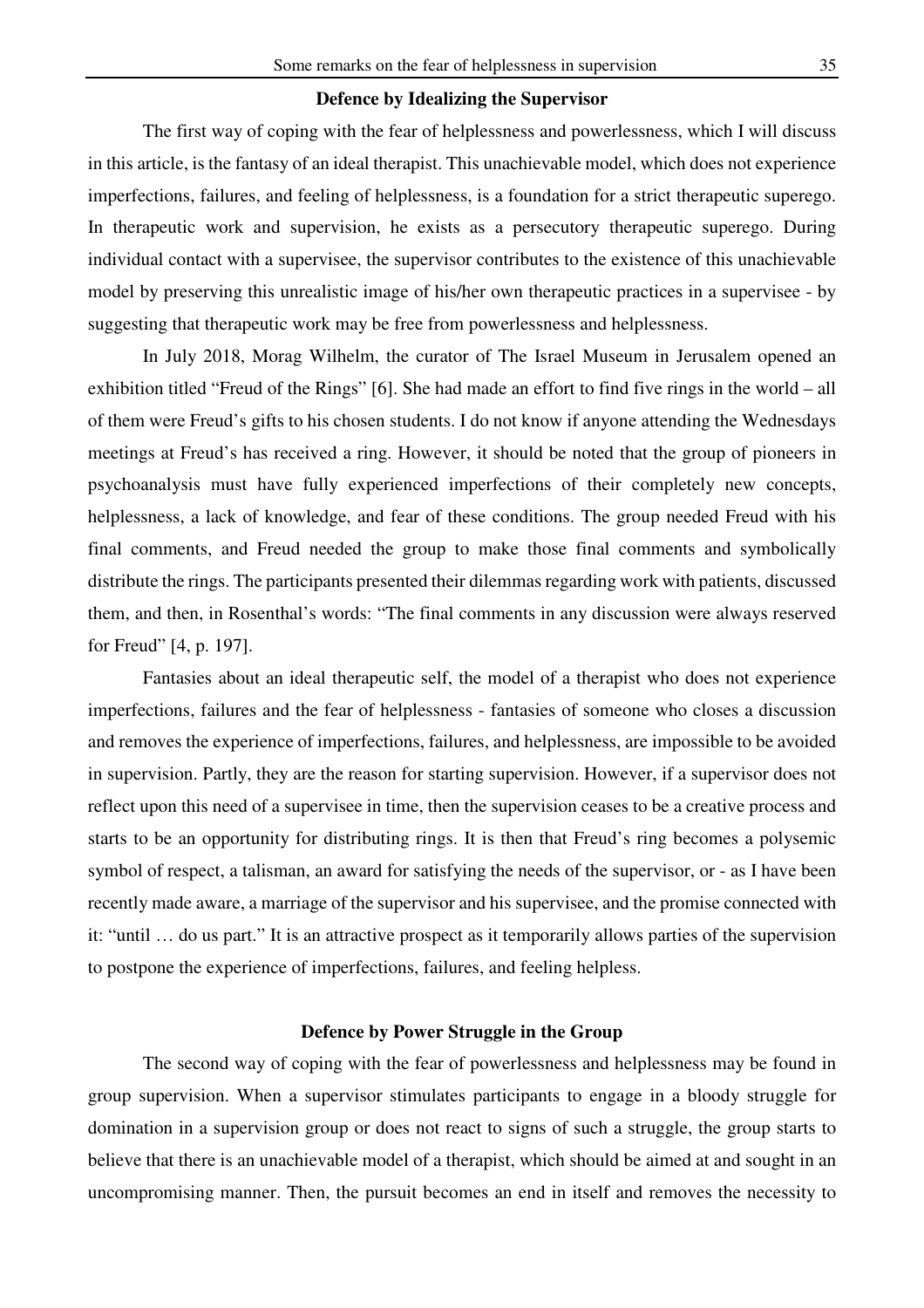## Defence by Idealizing the Supervisor

The first way of coping with the fear of helplessness and powerlessness, which I will discuss in this article, is the fantasy of an ideal therapist. This unachievable model, which does not experience imperfections, failures, and feeling of helplessness, is a foundation for a strict therapeutic superego. In therapeutic work and supervision, he exists as a persecutory therapeutic superego. During individual contact with a supervisee, the supervisor contributes to the existence of this unachievable model by preserving this unrealistic image of his/her own therapeutic practices in a supervisee - by suggesting that therapeutic work may be free from powerlessness and helplessness.

In July 2018, Morag Wilhelm, the curator of The Israel Museum in Jerusalem opened an exhibition titled "Freud of the Rings" [6]. She had made an effort to find five rings in the world – all of them were Freud's gifts to his chosen students. I do not know if anyone attending the Wednesdays meetings at Freud's has received a ring. However, it should be noted that the group of pioneers in psychoanalysis must have fully experienced imperfections of their completely new concepts, helplessness, a lack of knowledge, and fear of these conditions. The group needed Freud with his final comments, and Freud needed the group to make those final comments and symbolically distribute the rings. The participants presented their dilemmas regarding work with patients, discussed them, and then, in Rosenthal's words: "The final comments in any discussion were always reserved for Freud" [4, p. 197].

Fantasies about an ideal therapeutic self, the model of a therapist who does not experience imperfections, failures and the fear of helplessness - fantasies of someone who closes a discussion and removes the experience of imperfections, failures, and helplessness, are impossible to be avoided in supervision. Partly, they are the reason for starting supervision. However, if a supervisor does not reflect upon this need of a supervisee in time, then the supervision ceases to be a creative process and starts to be an opportunity for distributing rings. It is then that Freud's ring becomes a polysemic symbol of respect, a talisman, an award for satisfying the needs of the supervisor, or - as I have been recently made aware, a marriage of the supervisor and his supervisee, and the promise connected with it: "until … do us part." It is an attractive prospect as it temporarily allows parties of the supervision to postpone the experience of imperfections, failures, and feeling helpless.

## Defence by Power Struggle in the Group

The second way of coping with the fear of powerlessness and helplessness may be found in group supervision. When a supervisor stimulates participants to engage in a bloody struggle for domination in a supervision group or does not react to signs of such a struggle, the group starts to believe that there is an unachievable model of a therapist, which should be aimed at and sought in an uncompromising manner. Then, the pursuit becomes an end in itself and removes the necessity to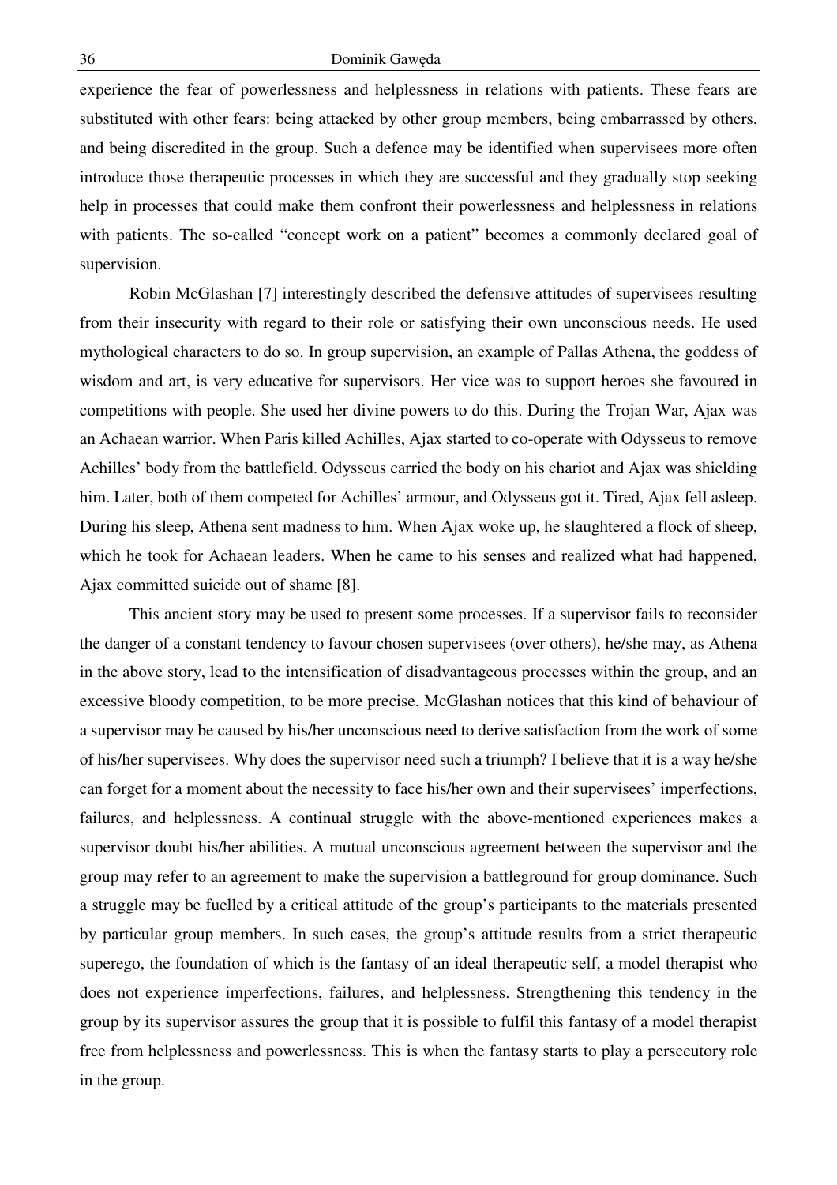experience the fear of powerlessness and helplessness in relations with patients. These fears are substituted with other fears: being attacked by other group members, being embarrassed by others, and being discredited in the group. Such a defence may be identified when supervisees more often introduce those therapeutic processes in which they are successful and they gradually stop seeking help in processes that could make them confront their powerlessness and helplessness in relations with patients. The so-called "concept work on a patient" becomes a commonly declared goal of supervision.

Robin McGlashan [7] interestingly described the defensive attitudes of supervisees resulting from their insecurity with regard to their role or satisfying their own unconscious needs. He used mythological characters to do so. In group supervision, an example of Pallas Athena, the goddess of wisdom and art, is very educative for supervisors. Her vice was to support heroes she favoured in competitions with people. She used her divine powers to do this. During the Trojan War, Ajax was an Achaean warrior. When Paris killed Achilles, Ajax started to co-operate with Odysseus to remove Achilles' body from the battlefield. Odysseus carried the body on his chariot and Ajax was shielding him. Later, both of them competed for Achilles' armour, and Odysseus got it. Tired, Ajax fell asleep. During his sleep, Athena sent madness to him. When Ajax woke up, he slaughtered a flock of sheep, which he took for Achaean leaders. When he came to his senses and realized what had happened, Ajax committed suicide out of shame [8].

This ancient story may be used to present some processes. If a supervisor fails to reconsider the danger of a constant tendency to favour chosen supervisees (over others), he/she may, as Athena in the above story, lead to the intensification of disadvantageous processes within the group, and an excessive bloody competition, to be more precise. McGlashan notices that this kind of behaviour of a supervisor may be caused by his/her unconscious need to derive satisfaction from the work of some of his/her supervisees. Why does the supervisor need such a triumph? I believe that it is a way he/she can forget for a moment about the necessity to face his/her own and their supervisees' imperfections, failures, and helplessness. A continual struggle with the above-mentioned experiences makes a supervisor doubt his/her abilities. A mutual unconscious agreement between the supervisor and the group may refer to an agreement to make the supervision a battleground for group dominance. Such a struggle may be fuelled by a critical attitude of the group's participants to the materials presented by particular group members. In such cases, the group's attitude results from a strict therapeutic superego, the foundation of which is the fantasy of an ideal therapeutic self, a model therapist who does not experience imperfections, failures, and helplessness. Strengthening this tendency in the group by its supervisor assures the group that it is possible to fulfil this fantasy of a model therapist free from helplessness and powerlessness. This is when the fantasy starts to play a persecutory role in the group.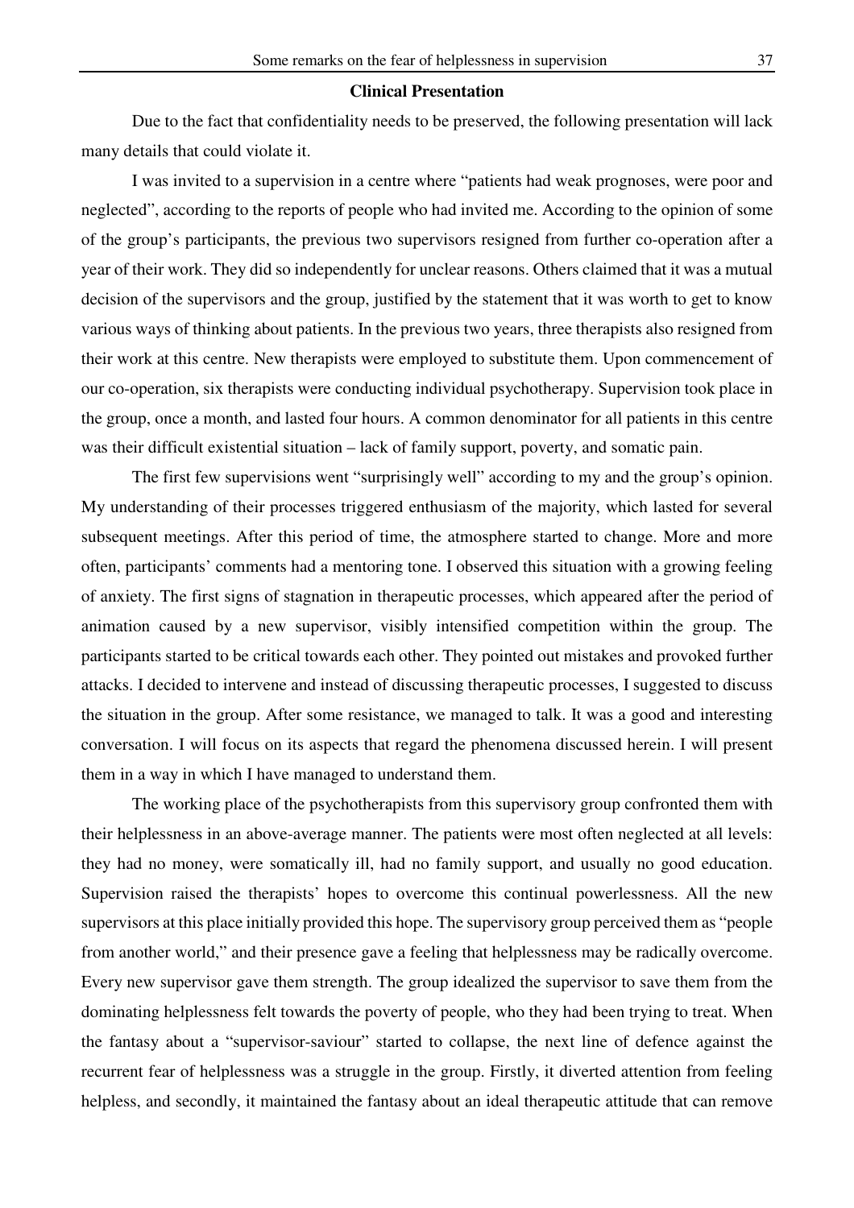**Clinical Presentation**

Due to the fact that confidentiality needs to be preserved, the following presentation will lack many details that could violate it.

I was invited to a supervision in a centre where "patients had weak prognoses, were poor and neglected", according to the reports of people who had invited me. According to the opinion of some of the group's participants, the previous two supervisors resigned from further co-operation after a year of their work. They did so independently for unclear reasons. Others claimed that it was a mutual decision of the supervisors and the group, justified by the statement that it was worth to get to know various ways of thinking about patients. In the previous two years, three therapists also resigned from their work at this centre. New therapists were employed to substitute them. Upon commencement of our co-operation, six therapists were conducting individual psychotherapy. Supervision took place in the group, once a month, and lasted four hours. A common denominator for all patients in this centre was their difficult existential situation – lack of family support, poverty, and somatic pain.

The first few supervisions went "surprisingly well" according to my and the group's opinion. My understanding of their processes triggered enthusiasm of the majority, which lasted for several subsequent meetings. After this period of time, the atmosphere started to change. More and more often, participants' comments had a mentoring tone. I observed this situation with a growing feeling of anxiety. The first signs of stagnation in therapeutic processes, which appeared after the period of animation caused by a new supervisor, visibly intensified competition within the group. The participants started to be critical towards each other. They pointed out mistakes and provoked further attacks. I decided to intervene and instead of discussing therapeutic processes, I suggested to discuss the situation in the group. After some resistance, we managed to talk. It was a good and interesting conversation. I will focus on its aspects that regard the phenomena discussed herein. I will present them in a way in which I have managed to understand them.

The working place of the psychotherapists from this supervisory group confronted them with their helplessness in an above-average manner. The patients were most often neglected at all levels: they had no money, were somatically ill, had no family support, and usually no good education. Supervision raised the therapists' hopes to overcome this continual powerlessness. All the new supervisors at this place initially provided this hope. The supervisory group perceived them as "people from another world," and their presence gave a feeling that helplessness may be radically overcome. Every new supervisor gave them strength. The group idealized the supervisor to save them from the dominating helplessness felt towards the poverty of people, who they had been trying to treat. When the fantasy about a "supervisor-saviour" started to collapse, the next line of defence against the recurrent fear of helplessness was a struggle in the group. Firstly, it diverted attention from feeling helpless, and secondly, it maintained the fantasy about an ideal therapeutic attitude that can remove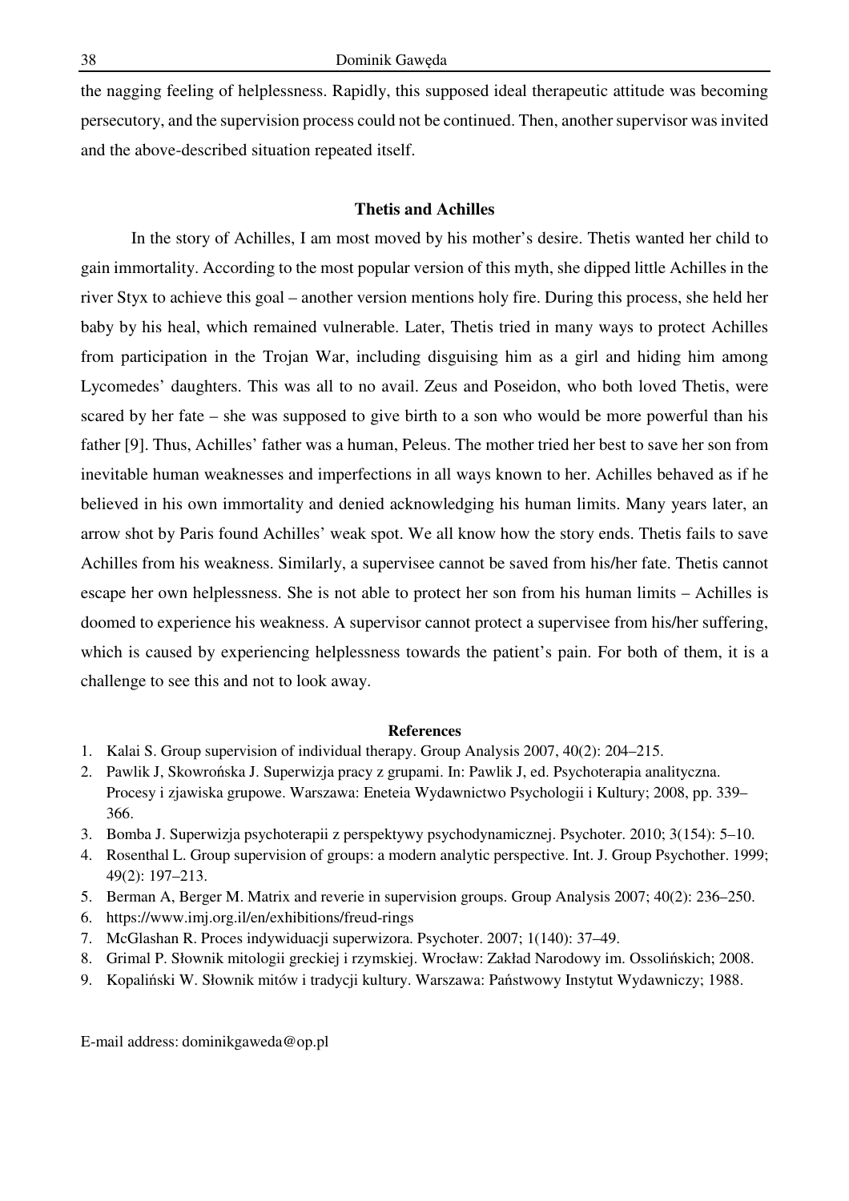the nagging feeling of helplessness. Rapidly, this supposed ideal therapeutic attitude was becoming persecutory, and the supervision process could not be continued. Then, another supervisor was invited and the above-described situation repeated itself.

### Thetis and Achilles

In the story of Achilles, I am most moved by his mother's desire. Thetis wanted her child to gain immortality. According to the most popular version of this myth, she dipped little Achilles in the river Styx to achieve this goal – another version mentions holy fire. During this process, she held her baby by his heal, which remained vulnerable. Later, Thetis tried in many ways to protect Achilles from participation in the Trojan War, including disguising him as a girl and hiding him among Lycomedes' daughters. This was all to no avail. Zeus and Poseidon, who both loved Thetis, were scared by her fate – she was supposed to give birth to a son who would be more powerful than his father [9]. Thus, Achilles' father was a human, Peleus. The mother tried her best to save her son from inevitable human weaknesses and imperfections in all ways known to her. Achilles behaved as if he believed in his own immortality and denied acknowledging his human limits. Many years later, an arrow shot by Paris found Achilles' weak spot. We all know how the story ends. Thetis fails to save Achilles from his weakness. Similarly, a supervisee cannot be saved from his/her fate. Thetis cannot escape her own helplessness. She is not able to protect her son from his human limits – Achilles is doomed to experience his weakness. A supervisor cannot protect a supervisee from his/her suffering, which is caused by experiencing helplessness towards the patient's pain. For both of them, it is a challenge to see this and not to look away.

### References

1. Kalai S. Group supervision of individual therapy. Group Analysis 2007, 40(2): 204–215.
2. Pawlik J, Skowrońska J. Superwizja pracy z grupami. In: Pawlik J, ed. Psychoterapia analityczna. Procesy i zjawiska grupowe. Warszawa: Eneteia Wydawnictwo Psychologii i Kultury; 2008, pp. 339–366.
3. Bomba J. Superwizja psychoterapii z perspektywy psychodynamicznej. Psychoter. 2010; 3(154): 5–10.
4. Rosenthal L. Group supervision of groups: a modern analytic perspective. Int. J. Group Psychother. 1999; 49(2): 197–213.
5. Berman A, Berger M. Matrix and reverie in supervision groups. Group Analysis 2007; 40(2): 236–250.
6. https://www.imj.org.il/en/exhibitions/freud-rings
7. McGlashan R. Proces indywiduacji superwizora. Psychoter. 2007; 1(140): 37–49.
8. Grimal P. Słownik mitologii greckiej i rzymskiej. Wrocław: Zakład Narodowy im. Ossolińskich; 2008.
9. Kopaliński W. Słownik mitów i tradycji kultury. Warszawa: Państwowy Instytut Wydawniczy; 1988.

E-mail address: dominikgaweda@op.pl